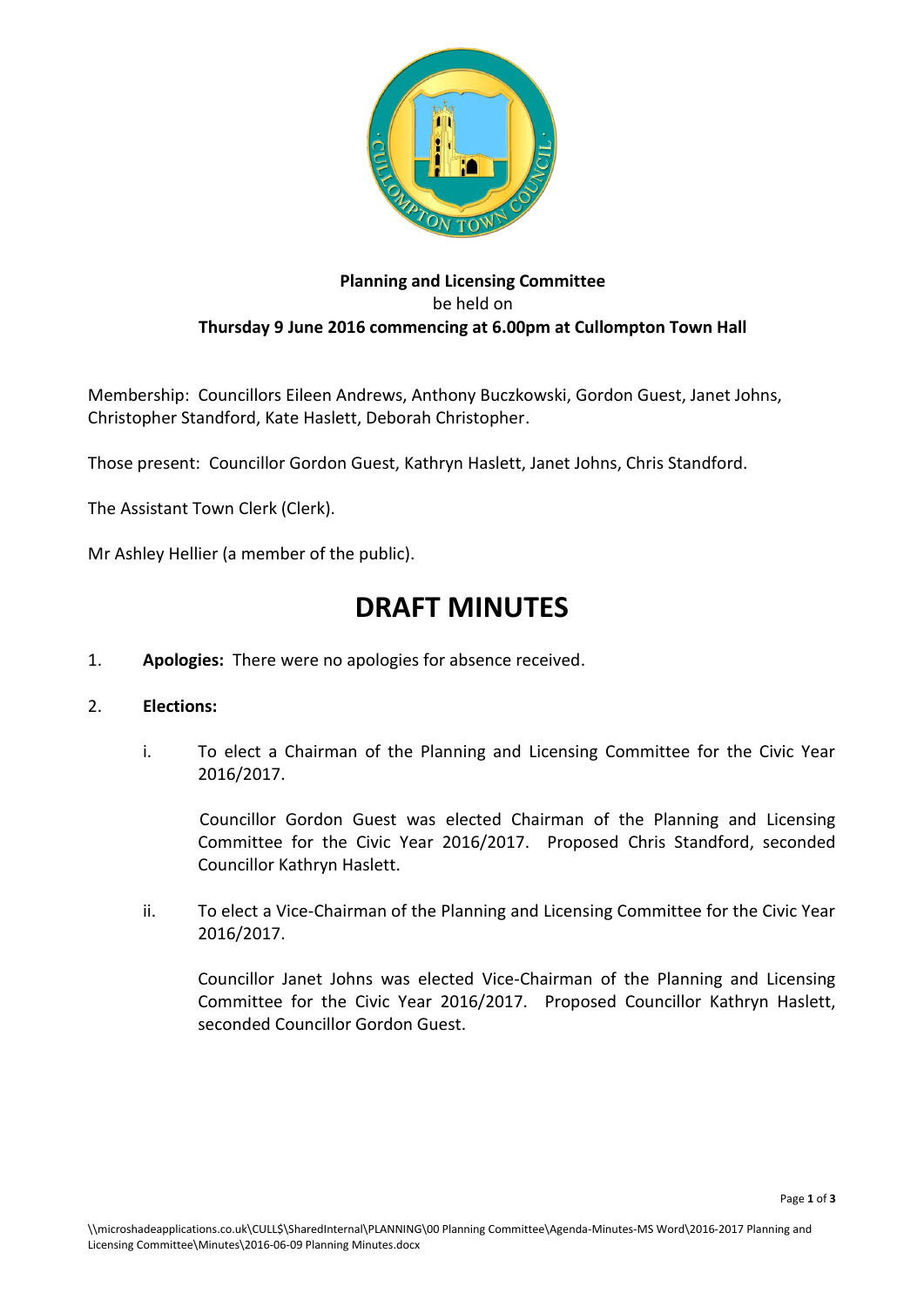**Planning and Licensing Committee**
be held on
**Thursday 9 June 2016 commencing at 6.00pm at Cullompton Town Hall**

Membership: Councillors Eileen Andrews, Anthony Buczkowski, Gordon Guest, Janet Johns, Christopher Standford, Kate Haslett, Deborah Christopher.

Those present: Councillor Gordon Guest, Kathryn Haslett, Janet Johns, Chris Standford.

The Assistant Town Clerk (Clerk).

Mr Ashley Hellier (a member of the public).

# DRAFT MINUTES

1. **Apologies:** There were no apologies for absence received.

2. **Elections:**

   i. To elect a Chairman of the Planning and Licensing Committee for the Civic Year 2016/2017.

   Councillor Gordon Guest was elected Chairman of the Planning and Licensing Committee for the Civic Year 2016/2017. Proposed Chris Standford, seconded Councillor Kathryn Haslett.

   ii. To elect a Vice-Chairman of the Planning and Licensing Committee for the Civic Year 2016/2017.

   Councillor Janet Johns was elected Vice-Chairman of the Planning and Licensing Committee for the Civic Year 2016/2017. Proposed Councillor Kathryn Haslett, seconded Councillor Gordon Guest.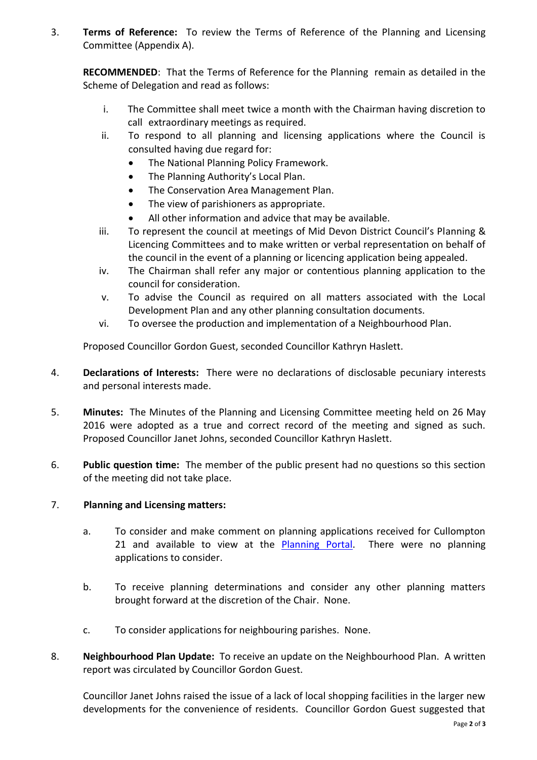3. **Terms of Reference:** To review the Terms of Reference of the Planning and Licensing Committee (Appendix A).

   **RECOMMENDED**: That the Terms of Reference for the Planning remain as detailed in the Scheme of Delegation and read as follows:

   i. The Committee shall meet twice a month with the Chairman having discretion to call extraordinary meetings as required.
   ii. To respond to all planning and licensing applications where the Council is consulted having due regard for:
      - The National Planning Policy Framework.
      - The Planning Authority's Local Plan.
      - The Conservation Area Management Plan.
      - The view of parishioners as appropriate.
      - All other information and advice that may be available.
   iii. To represent the council at meetings of Mid Devon District Council's Planning & Licencing Committees and to make written or verbal representation on behalf of the council in the event of a planning or licencing application being appealed.
   iv. The Chairman shall refer any major or contentious planning application to the council for consideration.
   v. To advise the Council as required on all matters associated with the Local Development Plan and any other planning consultation documents.
   vi. To oversee the production and implementation of a Neighbourhood Plan.

   Proposed Councillor Gordon Guest, seconded Councillor Kathryn Haslett.

4. **Declarations of Interests:** There were no declarations of disclosable pecuniary interests and personal interests made.

5. **Minutes:** The Minutes of the Planning and Licensing Committee meeting held on 26 May 2016 were adopted as a true and correct record of the meeting and signed as such. Proposed Councillor Janet Johns, seconded Councillor Kathryn Haslett.

6. **Public question time:** The member of the public present had no questions so this section of the meeting did not take place.

7. **Planning and Licensing matters:**

   a. To consider and make comment on planning applications received for Cullompton 21 and available to view at the Planning Portal. There were no planning applications to consider.

   b. To receive planning determinations and consider any other planning matters brought forward at the discretion of the Chair. None.

   c. To consider applications for neighbouring parishes. None.

8. **Neighbourhood Plan Update:** To receive an update on the Neighbourhood Plan. A written report was circulated by Councillor Gordon Guest.

   Councillor Janet Johns raised the issue of a lack of local shopping facilities in the larger new developments for the convenience of residents. Councillor Gordon Guest suggested that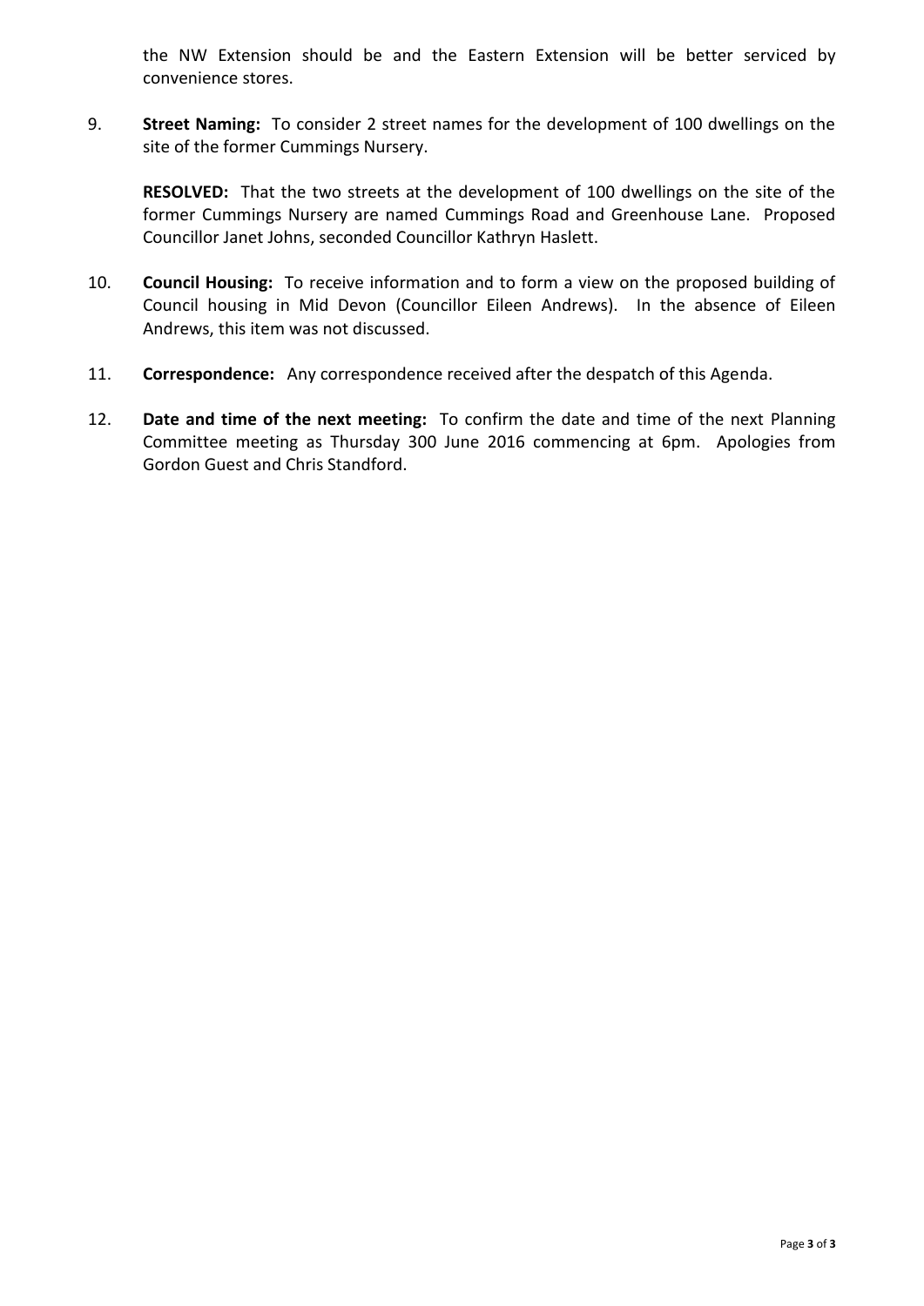the NW Extension should be and the Eastern Extension will be better serviced by convenience stores.

9. **Street Naming:** To consider 2 street names for the development of 100 dwellings on the site of the former Cummings Nursery.

   **RESOLVED:** That the two streets at the development of 100 dwellings on the site of the former Cummings Nursery are named Cummings Road and Greenhouse Lane. Proposed Councillor Janet Johns, seconded Councillor Kathryn Haslett.

10. **Council Housing:** To receive information and to form a view on the proposed building of Council housing in Mid Devon (Councillor Eileen Andrews). In the absence of Eileen Andrews, this item was not discussed.

11. **Correspondence:** Any correspondence received after the despatch of this Agenda.

12. **Date and time of the next meeting:** To confirm the date and time of the next Planning Committee meeting as Thursday 300 June 2016 commencing at 6pm. Apologies from Gordon Guest and Chris Standford.